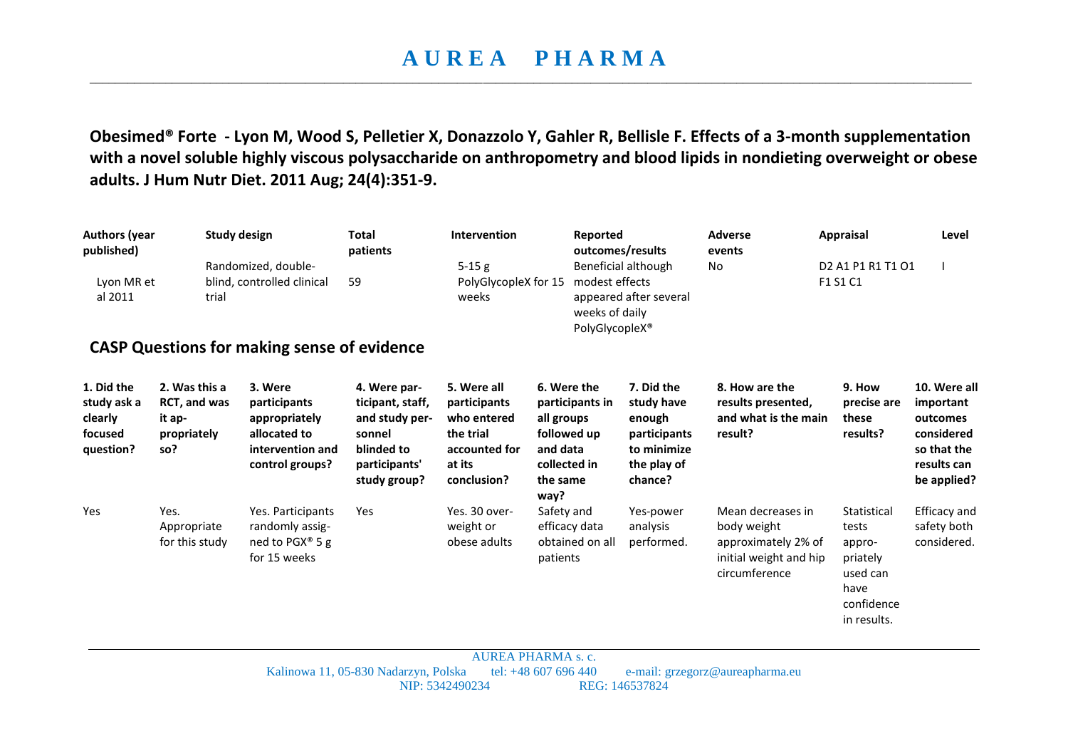# AUREA PHARMA

**Obesimed® Forte - Lyon M, Wood S, Pelletier X, Donazzolo Y, Gahler R, Bellisle F. Effects of a 3-month supplementation with a novel soluble highly viscous polysaccharide on anthropometry and blood lipids in nondieting overweight or obese adults. J Hum Nutr Diet. 2011 Aug; 24(4):351-9.**

| Authors (year published) | Study design | Total patients | Intervention | Reported outcomes/results | Adverse events | Appraisal | Level |
|---|---|---|---|---|---|---|---|
| Lyon MR et al 2011 | Randomized, double-blind, controlled clinical trial | 59 | 5-15 g PolyGlycopleX for 15 weeks | Beneficial although modest effects appeared after several weeks of daily PolyGlycopleX® | No | D2 A1 P1 R1 T1 O1 F1 S1 C1 | I |

## CASP Questions for making sense of evidence

| 1. Did the study ask a clearly focused question? | 2. Was this a RCT, and was it appropriately so? | 3. Were participants appropriately allocated to intervention and control groups? | 4. Were participant, staff, and study personnel blinded to participants' study group? | 5. Were all participants who entered the trial accounted for at its conclusion? | 6. Were the participants in all groups followed up and data collected in the same way? | 7. Did the study have enough participants to minimize the play of chance? | 8. How are the results presented, and what is the main result? | 9. How precise are these results? | 10. Were all important outcomes considered so that the results can be applied? |
|---|---|---|---|---|---|---|---|---|---|
| Yes | Yes. Appropriate for this study | Yes. Participants randomly assigned to PGX® 5 g for 15 weeks | Yes | Yes. 30 overweight or obese adults | Safety and efficacy data obtained on all patients | Yes-power analysis performed. | Mean decreases in body weight approximately 2% of initial weight and hip circumference | Statistical tests appropriately used can have confidence in results. | Efficacy and safety both considered. |

AUREA PHARMA s. c.
Kalinowa 11, 05-830 Nadarzyn, Polska tel: +48 607 696 440 e-mail: grzegorz@aureapharma.eu
NIP: 5342490234 REG: 146537824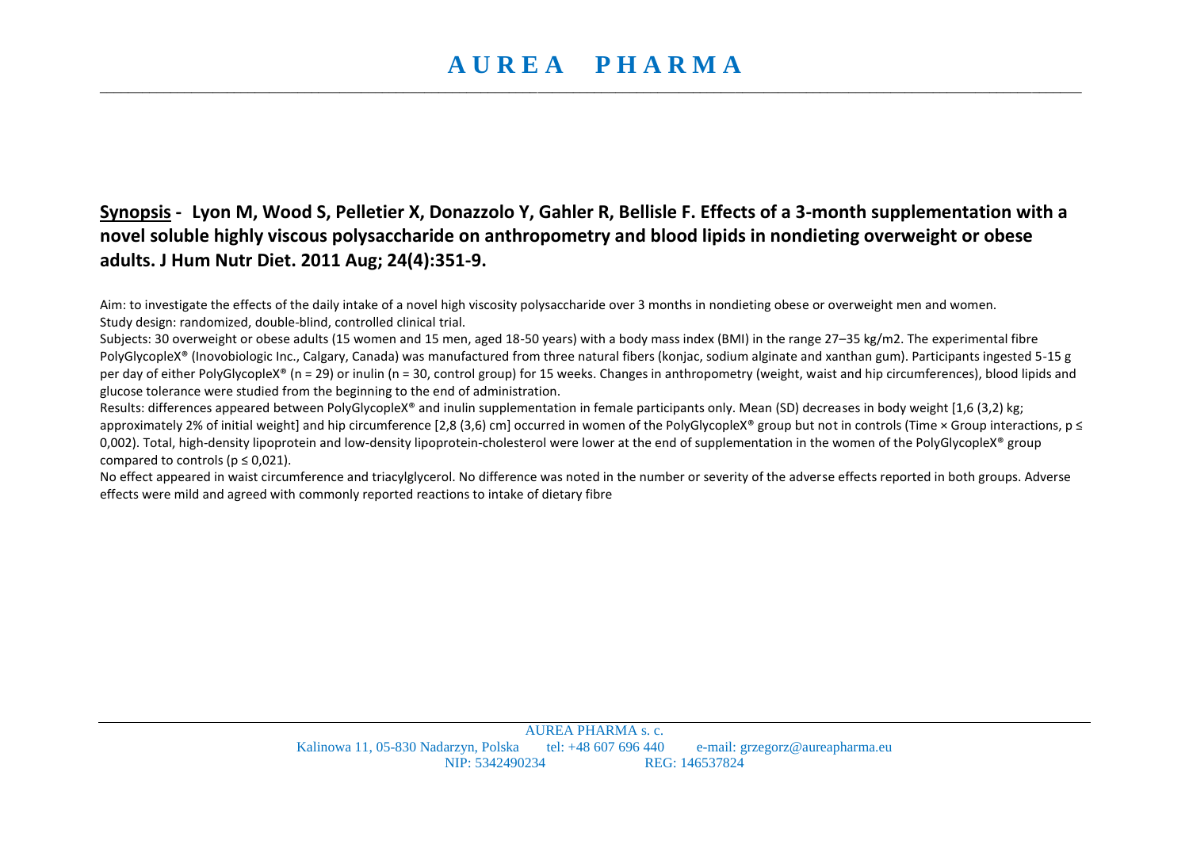**Synopsis - Lyon M, Wood S, Pelletier X, Donazzolo Y, Gahler R, Bellisle F. Effects of a 3-month supplementation with a novel soluble highly viscous polysaccharide on anthropometry and blood lipids in nondieting overweight or obese adults. J Hum Nutr Diet. 2011 Aug; 24(4):351-9.**

Aim: to investigate the effects of the daily intake of a novel high viscosity polysaccharide over 3 months in nondieting obese or overweight men and women.
Study design: randomized, double-blind, controlled clinical trial.
Subjects: 30 overweight or obese adults (15 women and 15 men, aged 18-50 years) with a body mass index (BMI) in the range 27–35 kg/m2. The experimental fibre PolyGlycopleX® (Inovobiologic Inc., Calgary, Canada) was manufactured from three natural fibers (konjac, sodium alginate and xanthan gum). Participants ingested 5-15 g per day of either PolyGlycopleX® (n = 29) or inulin (n = 30, control group) for 15 weeks. Changes in anthropometry (weight, waist and hip circumferences), blood lipids and glucose tolerance were studied from the beginning to the end of administration.
Results: differences appeared between PolyGlycopleX® and inulin supplementation in female participants only. Mean (SD) decreases in body weight [1,6 (3,2) kg; approximately 2% of initial weight] and hip circumference [2,8 (3,6) cm] occurred in women of the PolyGlycopleX® group but not in controls (Time × Group interactions, p ≤ 0,002). Total, high-density lipoprotein and low-density lipoprotein-cholesterol were lower at the end of supplementation in the women of the PolyGlycopleX® group compared to controls (p ≤ 0,021).
No effect appeared in waist circumference and triacylglycerol. No difference was noted in the number or severity of the adverse effects reported in both groups. Adverse effects were mild and agreed with commonly reported reactions to intake of dietary fibre